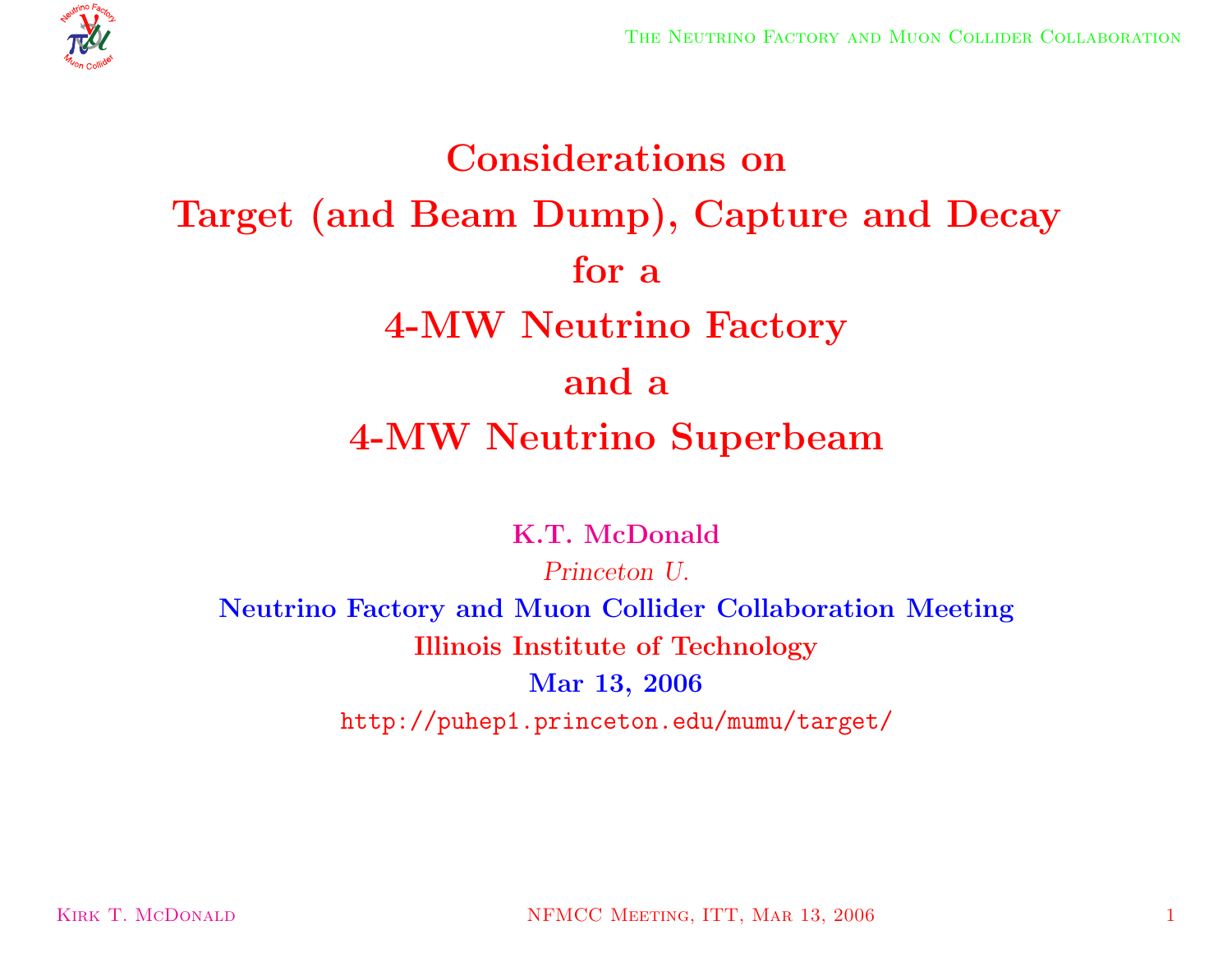# Considerations on Target (and Beam Dump), Capture and Decay for a 4-MW Neutrino Factory and a 4-MW Neutrino Superbeam

**K.T. McDonald**

*Princeton U.*

**Neutrino Factory and Muon Collider Collaboration Meeting**

**Illinois Institute of Technology**

**Mar 13, 2006**

http://puhep1.princeton.edu/mumu/target/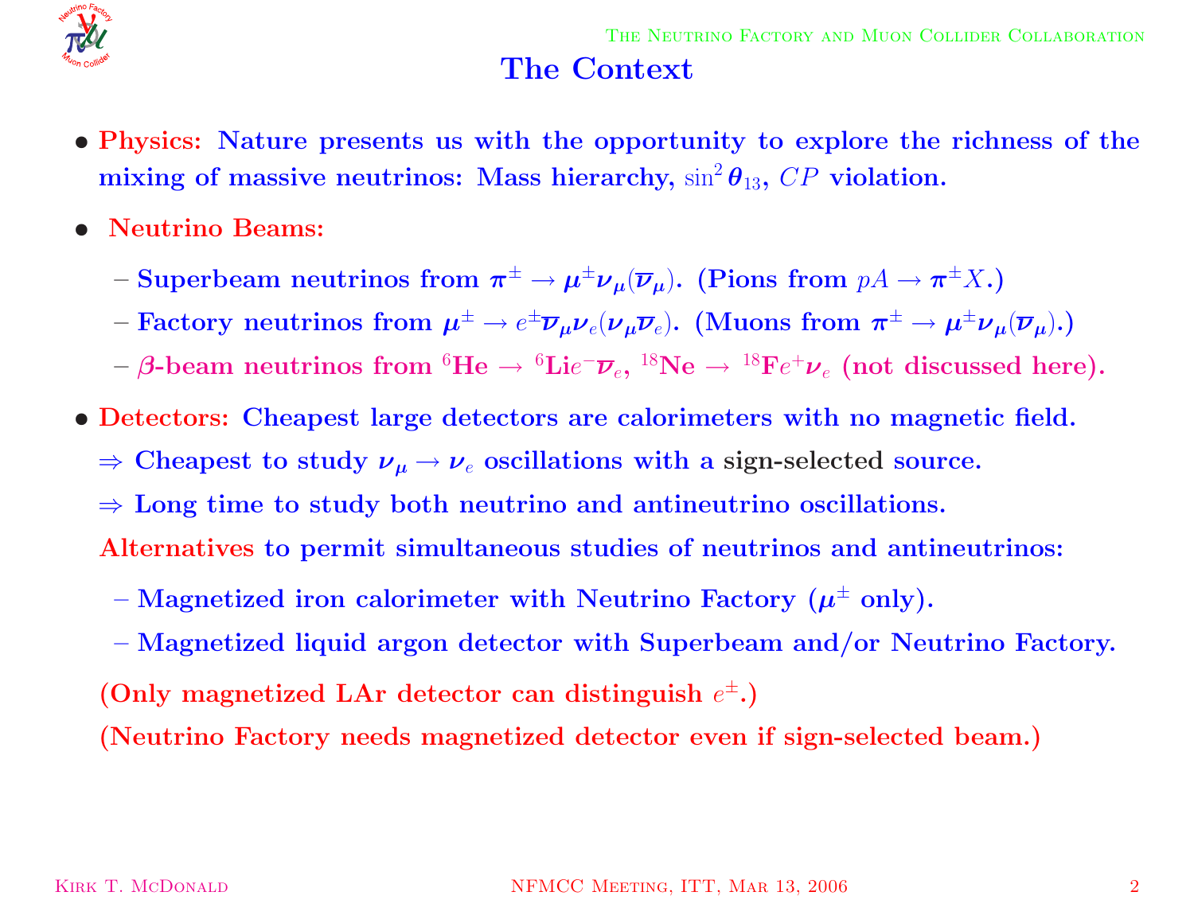# The Context

- **Physics:** Nature presents us with the opportunity to explore the richness of the mixing of massive neutrinos: Mass hierarchy, $\sin^2\theta_{13}$, $CP$ violation.
- **Neutrino Beams:**
  - Superbeam neutrinos from $\pi^\pm \to \mu^\pm \nu_\mu (\overline{\nu}_\mu)$. (Pions from $pA \to \pi^\pm X$.)
  - Factory neutrinos from $\mu^\pm \to e^\pm \overline{\nu}_\mu \nu_e (\nu_\mu \overline{\nu}_e)$. (Muons from $\pi^\pm \to \mu^\pm \nu_\mu (\overline{\nu}_\mu)$.)
  - $\beta$-beam neutrinos from ${}^6$He $\to$ ${}^6$Li$e^- \overline{\nu}_e$, ${}^{18}$Ne $\to$ ${}^{18}$F$e^+ \nu_e$ (not discussed here).
- **Detectors:** Cheapest large detectors are calorimeters with no magnetic field.

  $\Rightarrow$ Cheapest to study $\nu_\mu \to \nu_e$ oscillations with a sign-selected source.

  $\Rightarrow$ Long time to study both neutrino and antineutrino oscillations.

  **Alternatives** to permit simultaneous studies of neutrinos and antineutrinos:

  - Magnetized iron calorimeter with Neutrino Factory ($\mu^\pm$ only).
  - Magnetized liquid argon detector with Superbeam and/or Neutrino Factory.

  (Only magnetized LAr detector can distinguish $e^\pm$.)

  (Neutrino Factory needs magnetized detector even if sign-selected beam.)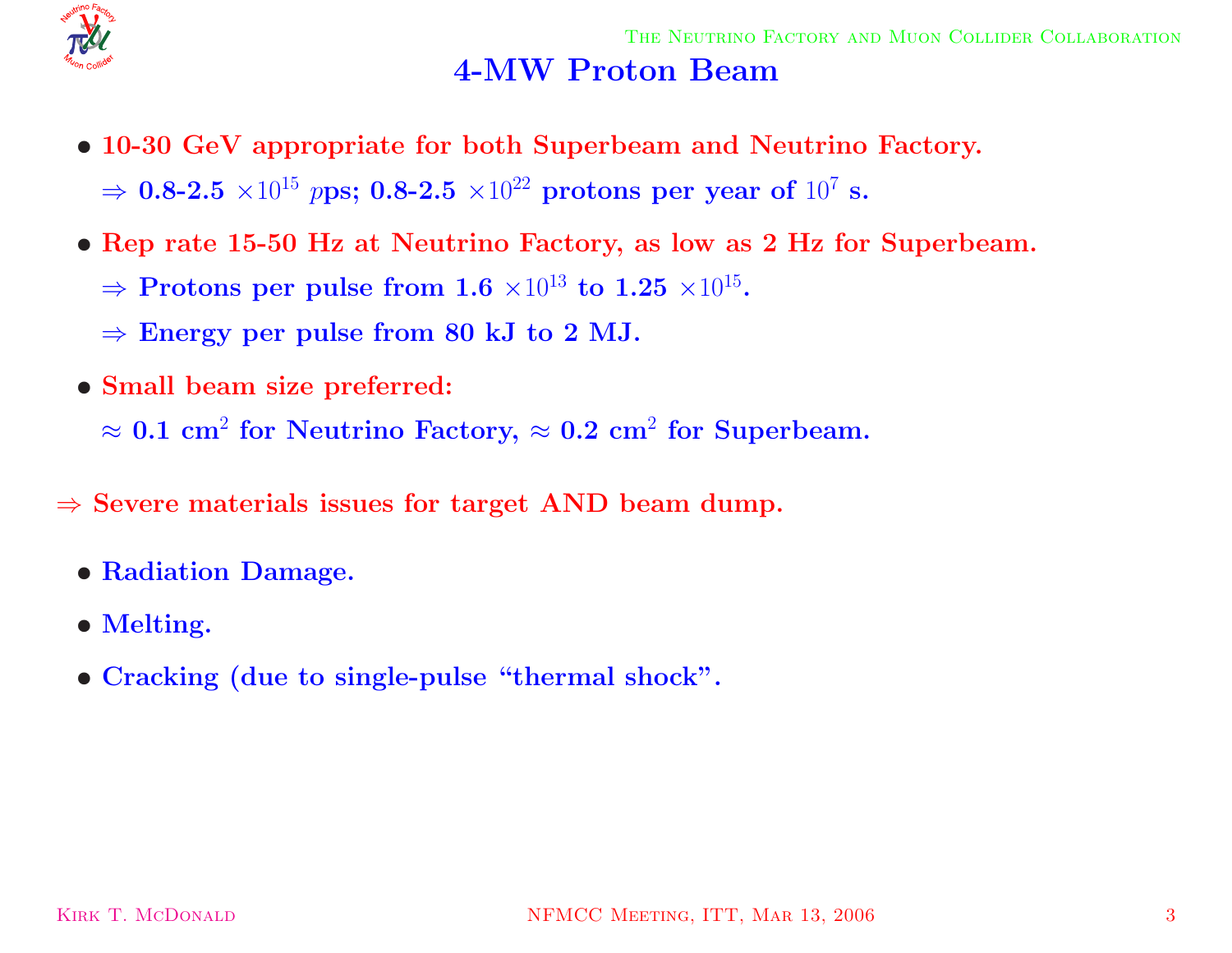# 4-MW Proton Beam

- **10-30 GeV appropriate for both Superbeam and Neutrino Factory.**

  $\Rightarrow$ **0.8-2.5** $\times 10^{15}$ $p$**ps; 0.8-2.5** $\times 10^{22}$ **protons per year of** $10^7$ **s.**

- **Rep rate 15-50 Hz at Neutrino Factory, as low as 2 Hz for Superbeam.**

  $\Rightarrow$ **Protons per pulse from 1.6** $\times 10^{13}$ **to 1.25** $\times 10^{15}$**.**

  $\Rightarrow$ **Energy per pulse from 80 kJ to 2 MJ.**

- **Small beam size preferred:**

  $\approx$ **0.1 cm**$^2$ **for Neutrino Factory,** $\approx$ **0.2 cm**$^2$ **for Superbeam.**

$\Rightarrow$ **Severe materials issues for target AND beam dump.**

- **Radiation Damage.**
- **Melting.**
- **Cracking (due to single-pulse "thermal shock".**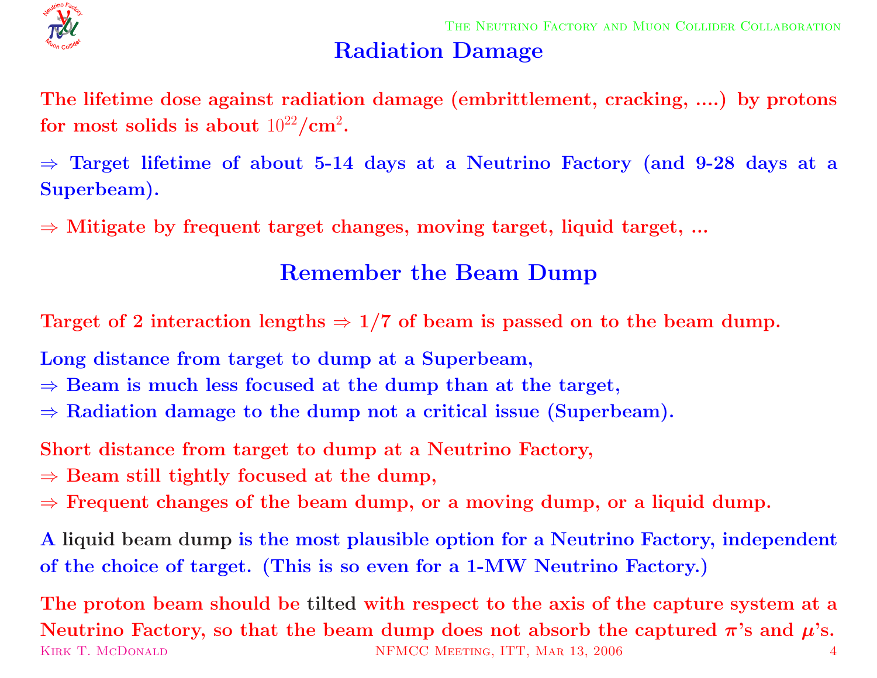## Radiation Damage

The lifetime dose against radiation damage (embrittlement, cracking, ....) by protons for most solids is about $10^{22}$/cm$^2$.

$\Rightarrow$ Target lifetime of about 5-14 days at a Neutrino Factory (and 9-28 days at a Superbeam).

$\Rightarrow$ Mitigate by frequent target changes, moving target, liquid target, ...

## Remember the Beam Dump

Target of 2 interaction lengths $\Rightarrow$ 1/7 of beam is passed on to the beam dump.

Long distance from target to dump at a Superbeam,
$\Rightarrow$ Beam is much less focused at the dump than at the target,
$\Rightarrow$ Radiation damage to the dump not a critical issue (Superbeam).

Short distance from target to dump at a Neutrino Factory,
$\Rightarrow$ Beam still tightly focused at the dump,
$\Rightarrow$ Frequent changes of the beam dump, or a moving dump, or a liquid dump.

A liquid beam dump is the most plausible option for a Neutrino Factory, independent of the choice of target. (This is so even for a 1-MW Neutrino Factory.)

The proton beam should be tilted with respect to the axis of the capture system at a Neutrino Factory, so that the beam dump does not absorb the captured $\pi$'s and $\mu$'s.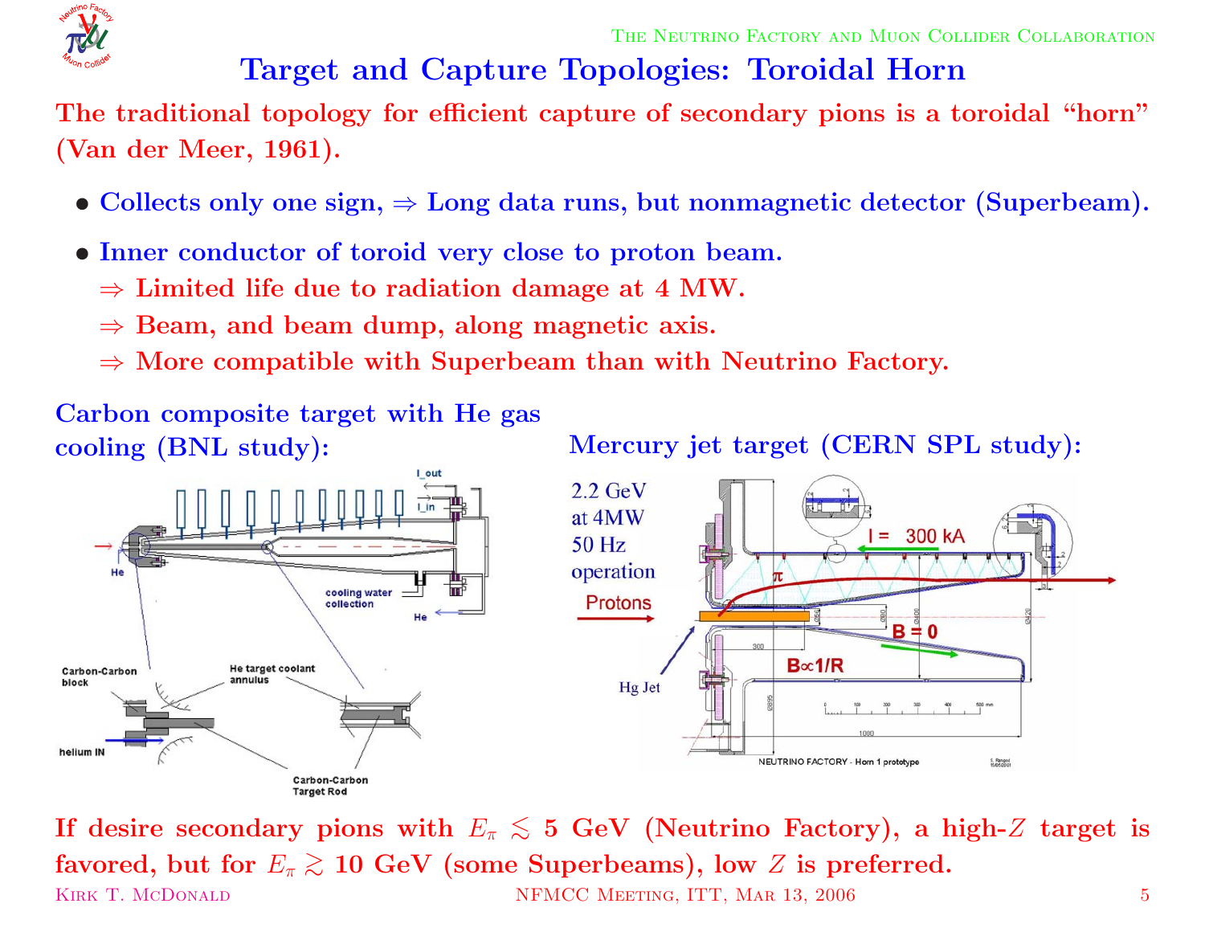# Target and Capture Topologies: Toroidal Horn

The traditional topology for efficient capture of secondary pions is a toroidal "horn" (Van der Meer, 1961).

- Collects only one sign, ⇒ Long data runs, but nonmagnetic detector (Superbeam).
- Inner conductor of toroid very close to proton beam.
  - ⇒ Limited life due to radiation damage at 4 MW.
  - ⇒ Beam, and beam dump, along magnetic axis.
  - ⇒ More compatible with Superbeam than with Neutrino Factory.

Carbon composite target with He gas cooling (BNL study):

Mercury jet target (CERN SPL study):

If desire secondary pions with $E_\pi \lesssim 5$ GeV (Neutrino Factory), a high-$Z$ target is favored, but for $E_\pi \gtrsim 10$ GeV (some Superbeams), low $Z$ is preferred.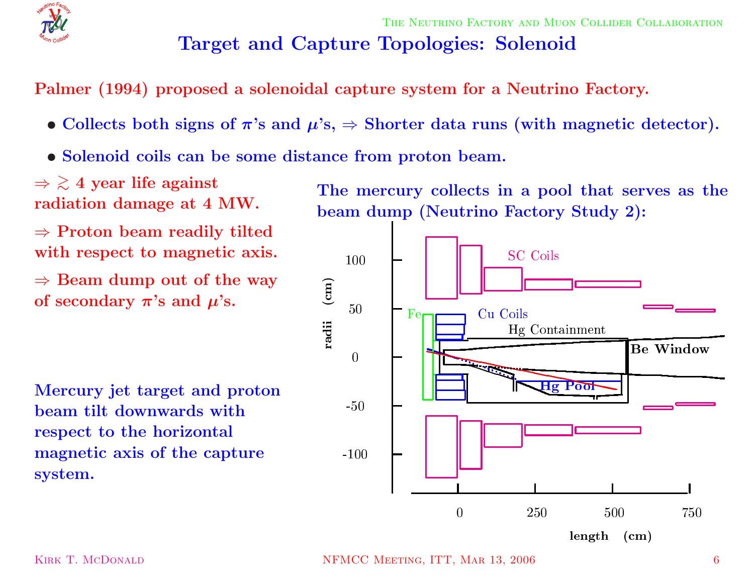# Target and Capture Topologies: Solenoid

**Palmer (1994) proposed a solenoidal capture system for a Neutrino Factory.**

- **Collects both signs of $\pi$'s and $\mu$'s, $\Rightarrow$ Shorter data runs (with magnetic detector).**
- **Solenoid coils can be some distance from proton beam.**

**$\Rightarrow \gtrsim 4$ year life against radiation damage at 4 MW.**

**$\Rightarrow$ Proton beam readily tilted with respect to magnetic axis.**

**$\Rightarrow$ Beam dump out of the way of secondary $\pi$'s and $\mu$'s.**

**The mercury collects in a pool that serves as the beam dump (Neutrino Factory Study 2):**

**Mercury jet target and proton beam tilt downwards with respect to the horizontal magnetic axis of the capture system.**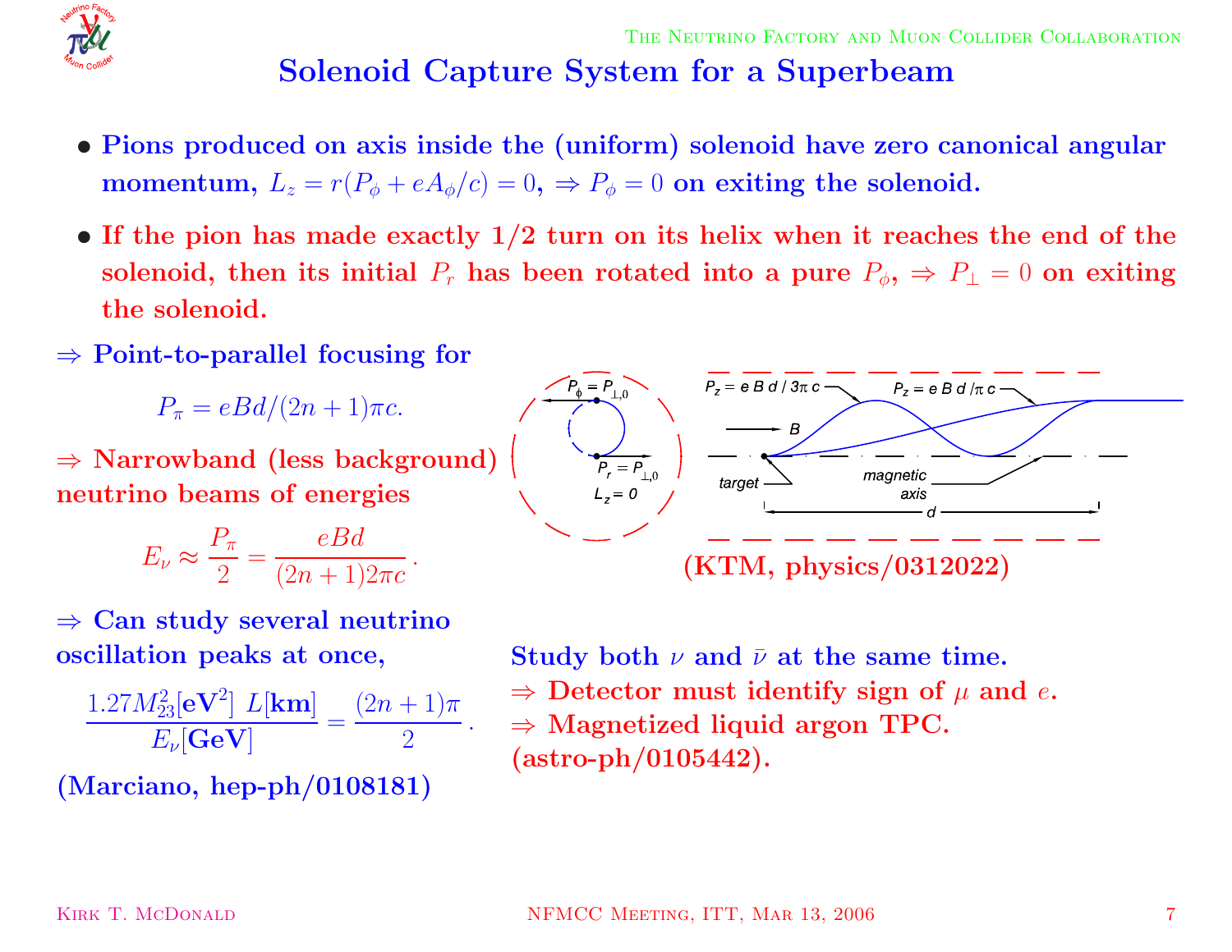# Solenoid Capture System for a Superbeam

- **Pions produced on axis inside the (uniform) solenoid have zero canonical angular momentum, $L_z = r(P_\phi + eA_\phi/c) = 0$, $\Rightarrow P_\phi = 0$ on exiting the solenoid.**
- **If the pion has made exactly 1/2 turn on its helix when it reaches the end of the solenoid, then its initial $P_r$ has been rotated into a pure $P_\phi$, $\Rightarrow P_\perp = 0$ on exiting the solenoid.**

$\Rightarrow$ **Point-to-parallel focusing for**

$$P_\pi = eBd/(2n+1)\pi c.$$

$\Rightarrow$ **Narrowband (less background) neutrino beams of energies**

$$E_\nu \approx \frac{P_\pi}{2} = \frac{eBd}{(2n+1)2\pi c}.$$

$\Rightarrow$ **Can study several neutrino oscillation peaks at once,**

$$\frac{1.27 M_{23}^2[\mathbf{eV}^2]\ L[\mathbf{km}]}{E_\nu[\mathbf{GeV}]} = \frac{(2n+1)\pi}{2}.$$

**(Marciano, hep-ph/0108181)**

**(KTM, physics/0312022)**

**Study both $\nu$ and $\bar{\nu}$ at the same time.**

$\Rightarrow$ **Detector must identify sign of $\mu$ and $e$.**

$\Rightarrow$ **Magnetized liquid argon TPC.**

**(astro-ph/0105442).**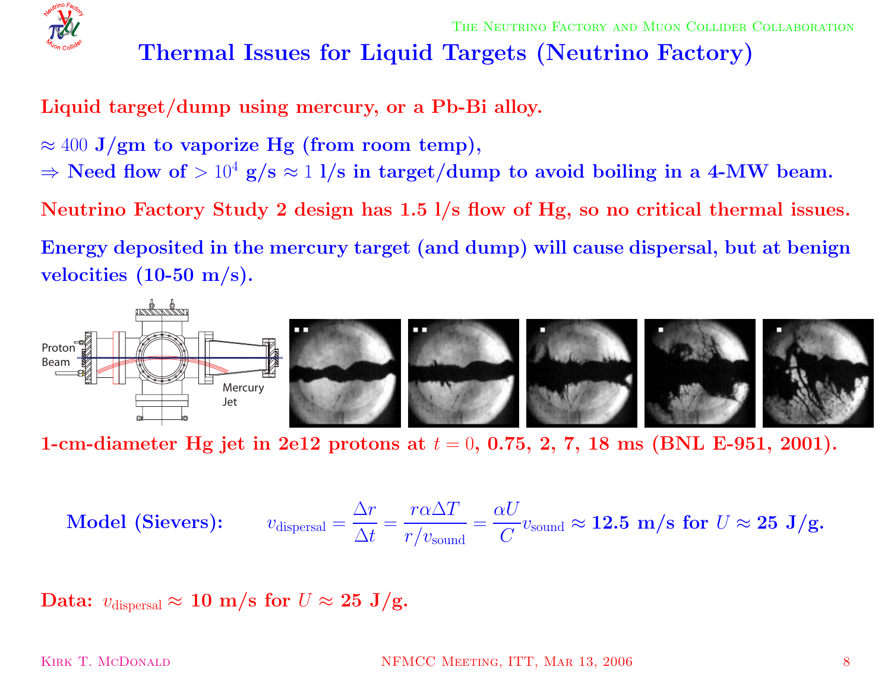# Thermal Issues for Liquid Targets (Neutrino Factory)

**Liquid target/dump using mercury, or a Pb-Bi alloy.**

$\approx 400$ **J/gm to vaporize Hg (from room temp),**
$\Rightarrow$ **Need flow of $> 10^4$ g/s $\approx 1$ l/s in target/dump to avoid boiling in a 4-MW beam.**

**Neutrino Factory Study 2 design has 1.5 l/s flow of Hg, so no critical thermal issues.**

**Energy deposited in the mercury target (and dump) will cause dispersal, but at benign velocities (10-50 m/s).**

**1-cm-diameter Hg jet in 2e12 protons at $t = 0$, 0.75, 2, 7, 18 ms (BNL E-951, 2001).**

**Model (Sievers):** $$v_{\rm dispersal} = \frac{\Delta r}{\Delta t} = \frac{r \alpha \Delta T}{r / v_{\rm sound}} = \frac{\alpha U}{C} v_{\rm sound} \approx \textbf{12.5 m/s for } U \approx \textbf{25 J/g.}$$

**Data:** $v_{\rm dispersal} \approx$ **10 m/s for $U \approx$ 25 J/g.**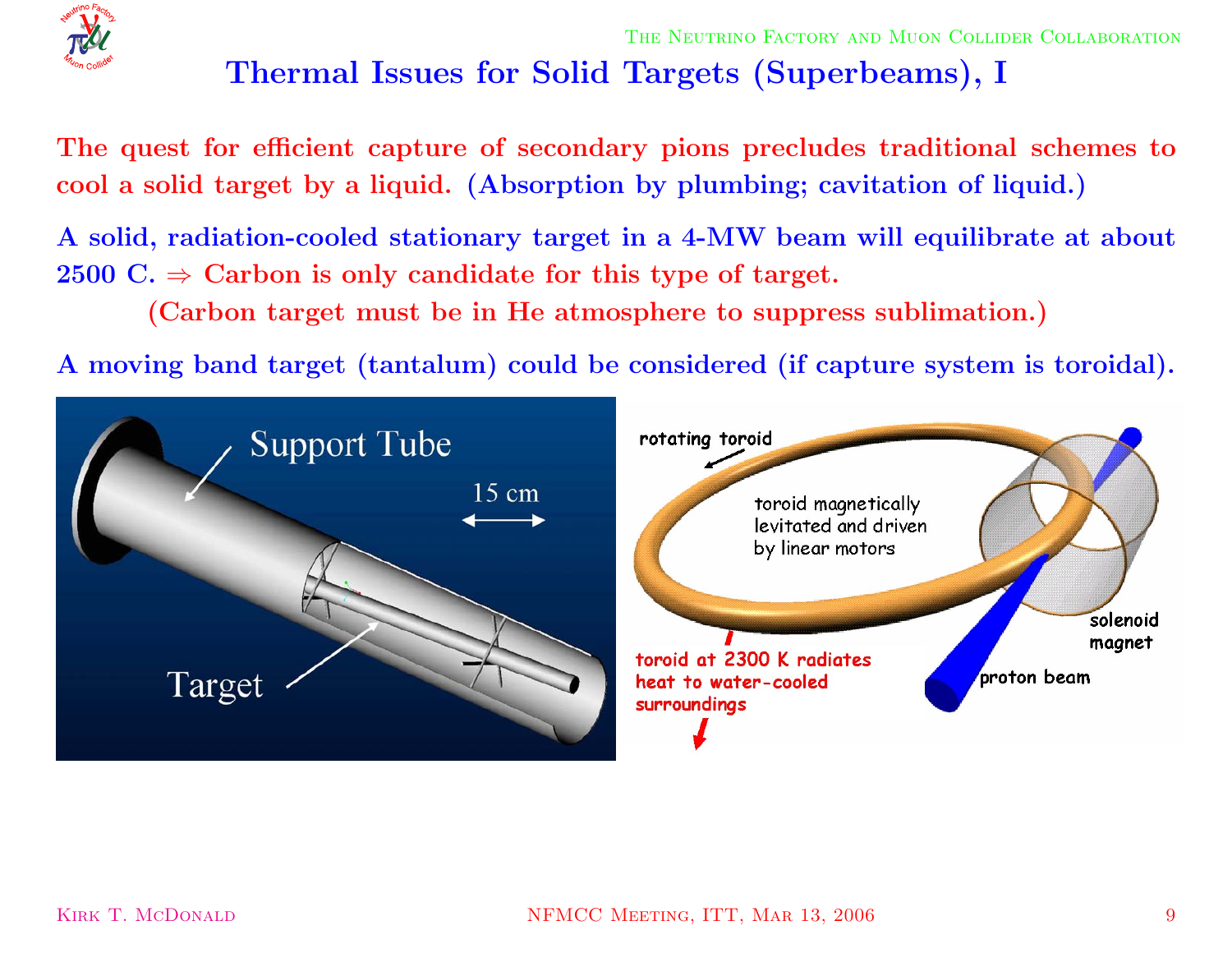# Thermal Issues for Solid Targets (Superbeams), I

The quest for efficient capture of secondary pions precludes traditional schemes to cool a solid target by a liquid. (Absorption by plumbing; cavitation of liquid.)

A solid, radiation-cooled stationary target in a 4-MW beam will equilibrate at about 2500 C. ⇒ Carbon is only candidate for this type of target.

(Carbon target must be in He atmosphere to suppress sublimation.)

A moving band target (tantalum) could be considered (if capture system is toroidal).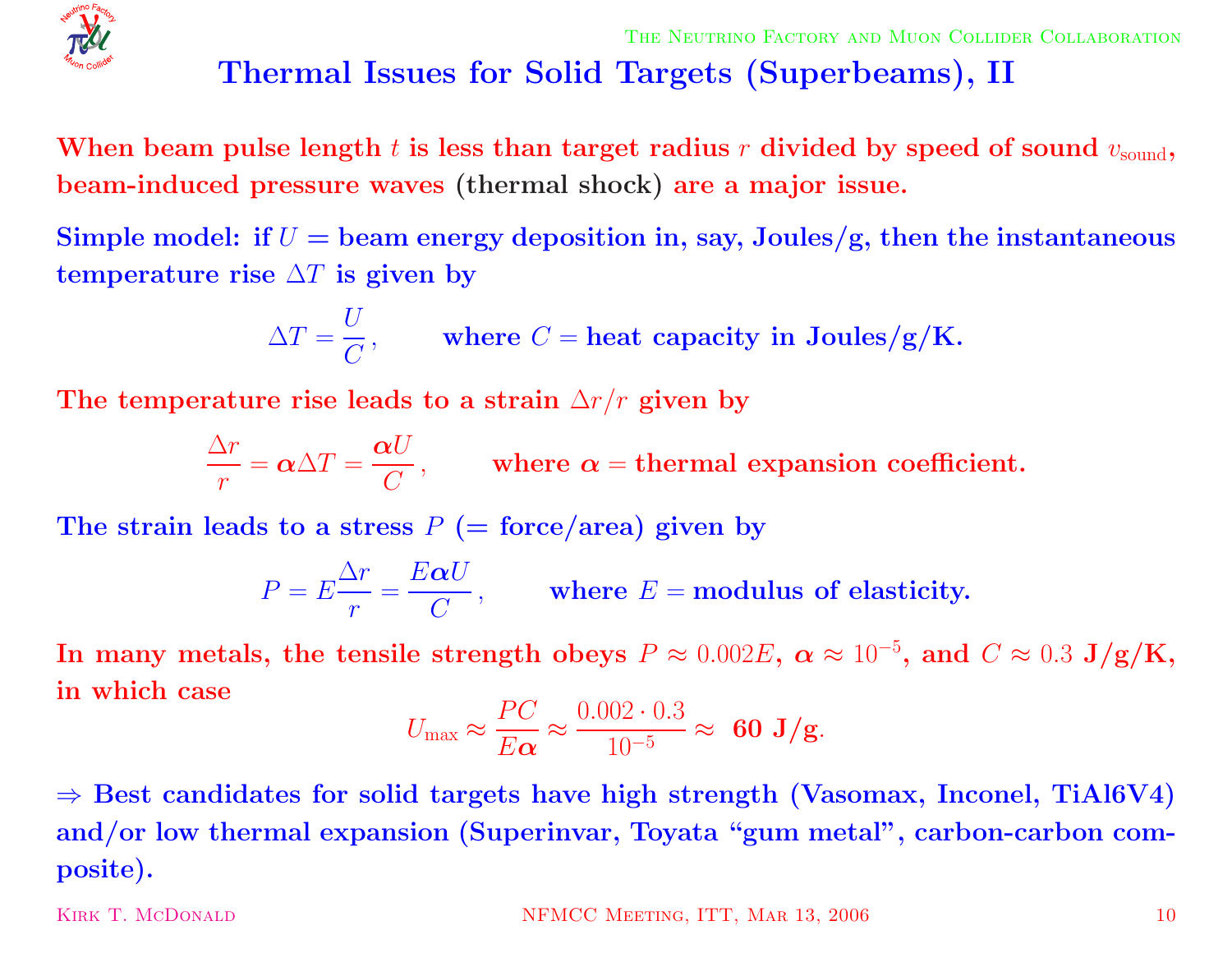# Thermal Issues for Solid Targets (Superbeams), II

**When beam pulse length $t$ is less than target radius $r$ divided by speed of sound $v_{\rm sound}$, beam-induced pressure waves (thermal shock) are a major issue.**

**Simple model: if $U$ = beam energy deposition in, say, Joules/g, then the instantaneous temperature rise $\Delta T$ is given by**

$$\Delta T = \frac{U}{C}, \qquad \text{where } C = \text{heat capacity in Joules/g/K.}$$

**The temperature rise leads to a strain $\Delta r / r$ given by**

$$\frac{\Delta r}{r} = \boldsymbol{\alpha} \Delta T = \frac{\boldsymbol{\alpha} U}{C}, \qquad \text{where } \boldsymbol{\alpha} = \text{thermal expansion coefficient.}$$

**The strain leads to a stress $P$ (= force/area) given by**

$$P = E \frac{\Delta r}{r} = \frac{E \boldsymbol{\alpha} U}{C}, \qquad \text{where } E = \text{modulus of elasticity.}$$

**In many metals, the tensile strength obeys $P \approx 0.002E$, $\boldsymbol{\alpha} \approx 10^{-5}$, and $C \approx 0.3$ J/g/K, in which case**

$$U_{\rm max} \approx \frac{PC}{E\boldsymbol{\alpha}} \approx \frac{0.002 \cdot 0.3}{10^{-5}} \approx \textbf{60 J/g}.$$

**⇒ Best candidates for solid targets have high strength (Vasomax, Inconel, TiAl6V4) and/or low thermal expansion (Superinvar, Toyata "gum metal", carbon-carbon composite).**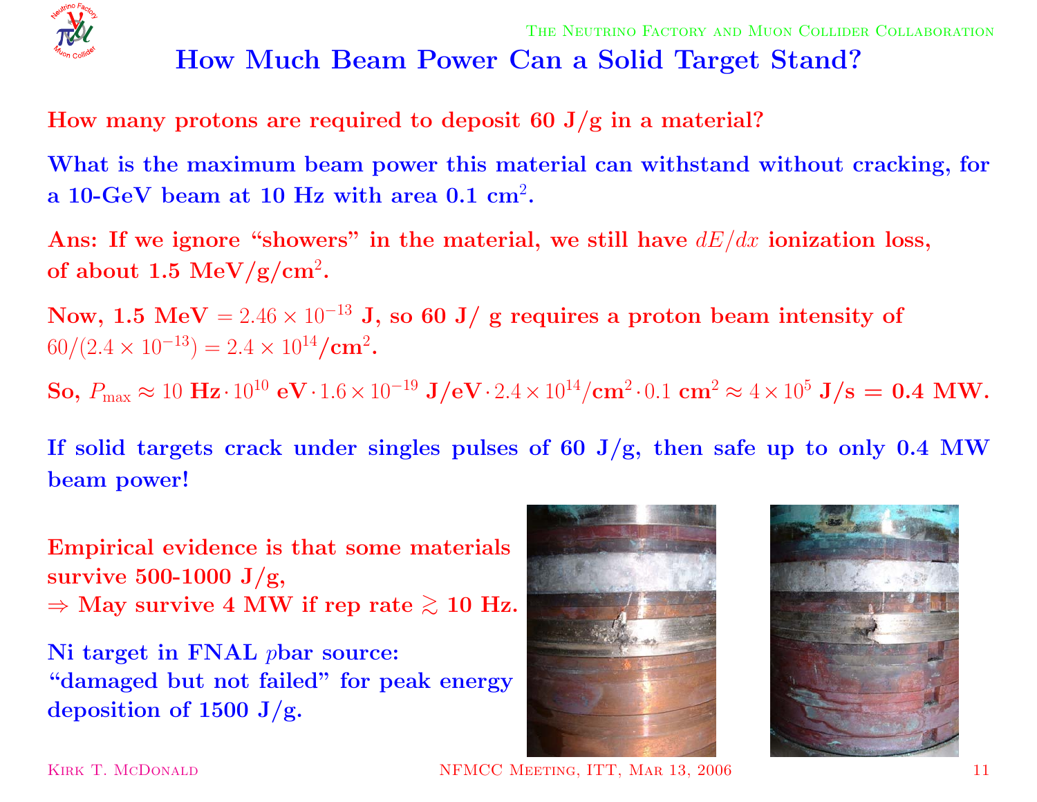# How Much Beam Power Can a Solid Target Stand?

**How many protons are required to deposit 60 J/g in a material?**

**What is the maximum beam power this material can withstand without cracking, for a 10-GeV beam at 10 Hz with area 0.1 cm$^2$.**

**Ans: If we ignore "showers" in the material, we still have $dE/dx$ ionization loss, of about 1.5 MeV/g/cm$^2$.**

**Now, 1.5 MeV $= 2.46 \times 10^{-13}$ J, so 60 J/ g requires a proton beam intensity of $60/(2.4 \times 10^{-13}) = 2.4 \times 10^{14}$/cm$^2$.**

**So, $P_{\rm max} \approx 10$ Hz$\cdot 10^{10}$ eV$\cdot 1.6 \times 10^{-19}$ J/eV$\cdot 2.4 \times 10^{14}$/cm$^2 \cdot 0.1$ cm$^2 \approx 4 \times 10^5$ J/s = 0.4 MW.**

**If solid targets crack under singles pulses of 60 J/g, then safe up to only 0.4 MW beam power!**

**Empirical evidence is that some materials survive 500-1000 J/g,**
**$\Rightarrow$ May survive 4 MW if rep rate $\gtrsim$ 10 Hz.**

**Ni target in FNAL $p$bar source:**
**"damaged but not failed" for peak energy deposition of 1500 J/g.**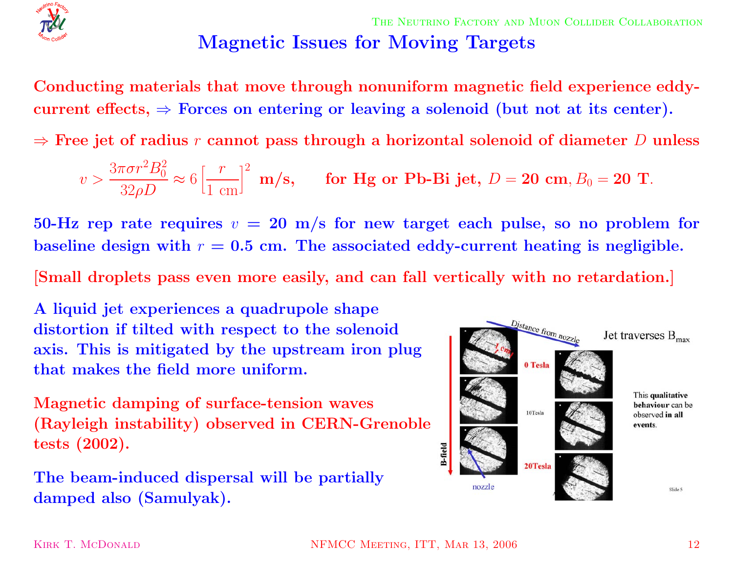# Magnetic Issues for Moving Targets

Conducting materials that move through nonuniform magnetic field experience eddy-current effects, ⇒ Forces on entering or leaving a solenoid (but not at its center).

⇒ Free jet of radius $r$ cannot pass through a horizontal solenoid of diameter $D$ unless

$$v > \frac{3\pi\sigma r^2 B_0^2}{32\rho D} \approx 6\left[\frac{r}{1\text{ cm}}\right]^2 \text{ m/s}, \qquad \text{for Hg or Pb-Bi jet, } D = 20\text{ cm}, B_0 = 20\text{ T}.$$

50-Hz rep rate requires $v = 20$ m/s for new target each pulse, so no problem for baseline design with $r = 0.5$ cm. The associated eddy-current heating is negligible.

[Small droplets pass even more easily, and can fall vertically with no retardation.]

A liquid jet experiences a quadrupole shape distortion if tilted with respect to the solenoid axis. This is mitigated by the upstream iron plug that makes the field more uniform.

Magnetic damping of surface-tension waves (Rayleigh instability) observed in CERN-Grenoble tests (2002).

The beam-induced dispersal will be partially damped also (Samulyak).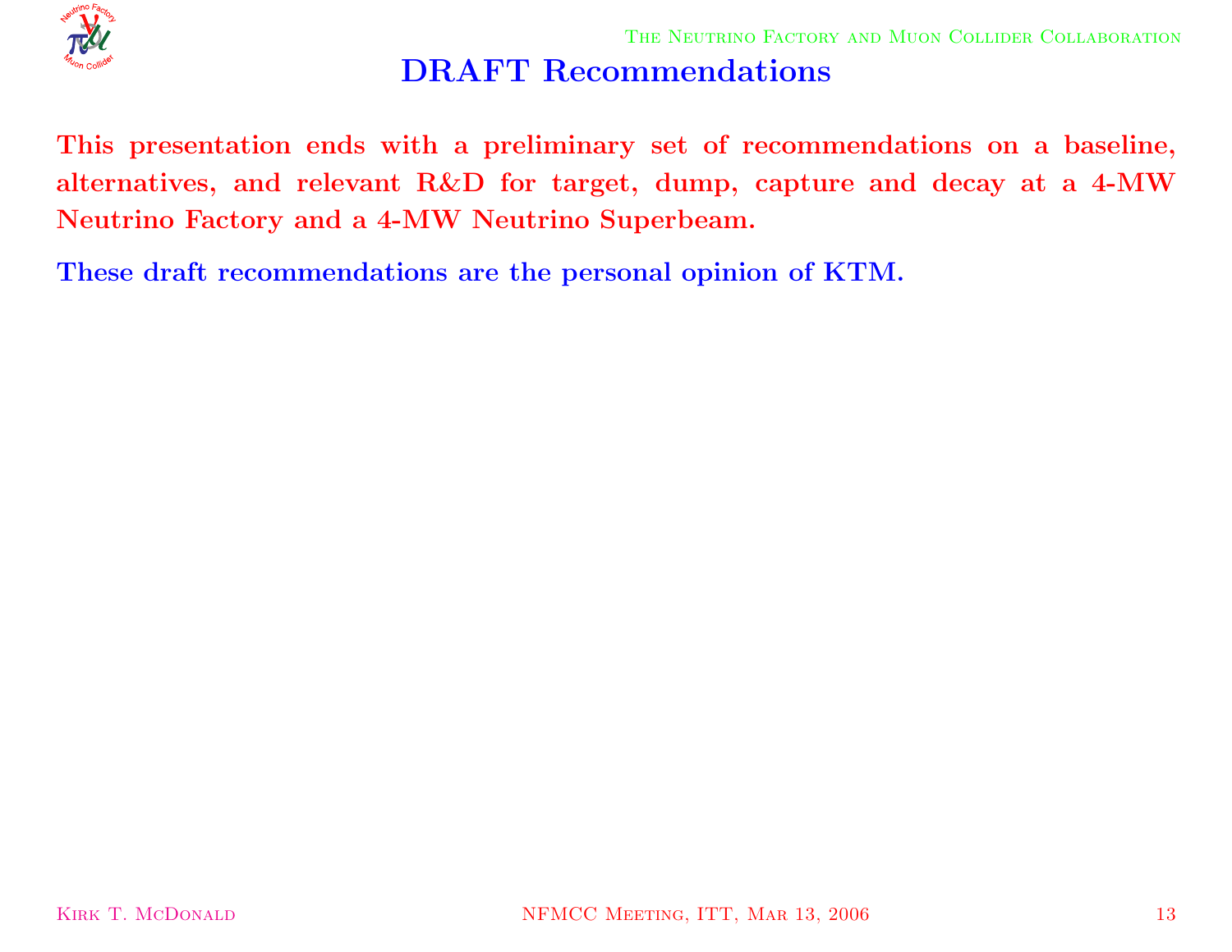# DRAFT Recommendations

**This presentation ends with a preliminary set of recommendations on a baseline, alternatives, and relevant R&D for target, dump, capture and decay at a 4-MW Neutrino Factory and a 4-MW Neutrino Superbeam.**

**These draft recommendations are the personal opinion of KTM.**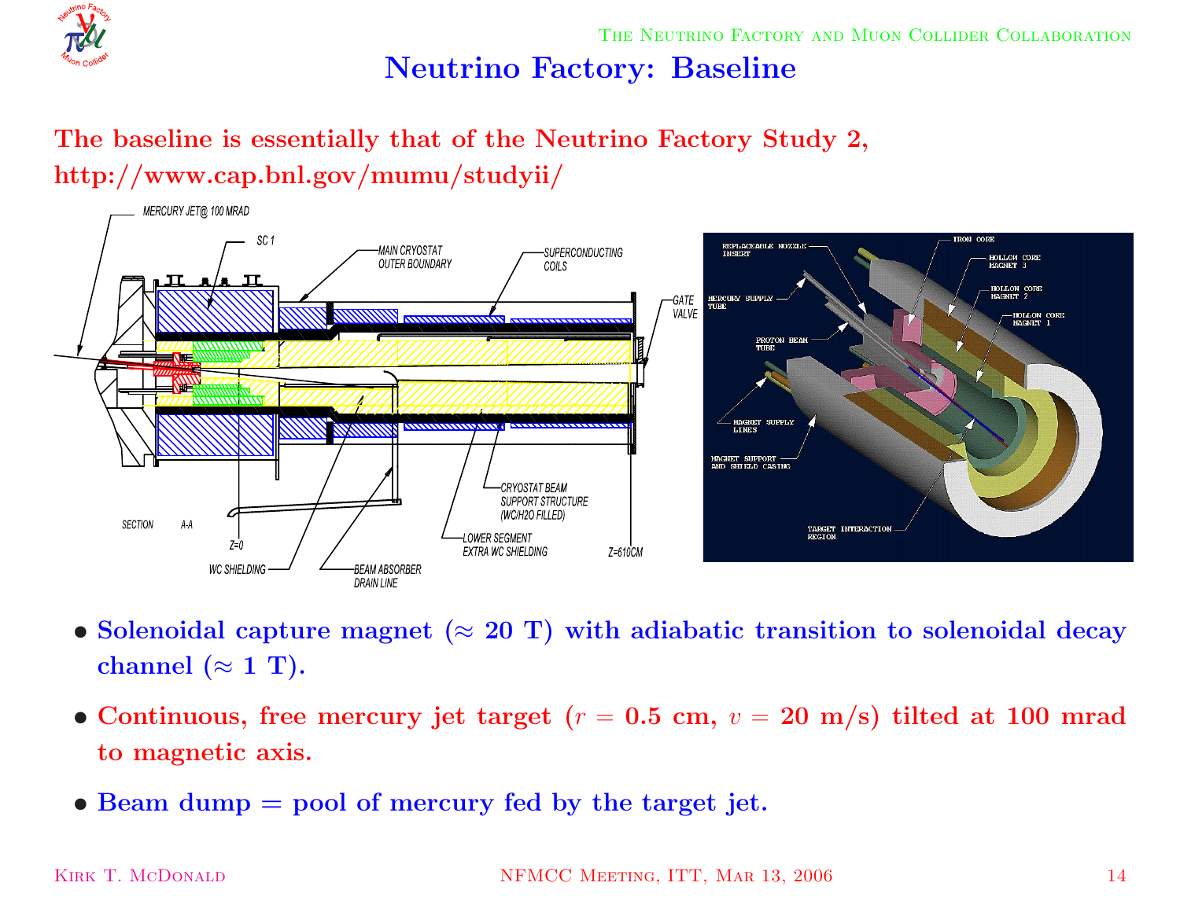# Neutrino Factory: Baseline

**The baseline is essentially that of the Neutrino Factory Study 2, http://www.cap.bnl.gov/mumu/studyii/**

- **Solenoidal capture magnet (≈ 20 T) with adiabatic transition to solenoidal decay channel (≈ 1 T).**
- **Continuous, free mercury jet target ($r$ = 0.5 cm, $v$ = 20 m/s) tilted at 100 mrad to magnetic axis.**
- **Beam dump = pool of mercury fed by the target jet.**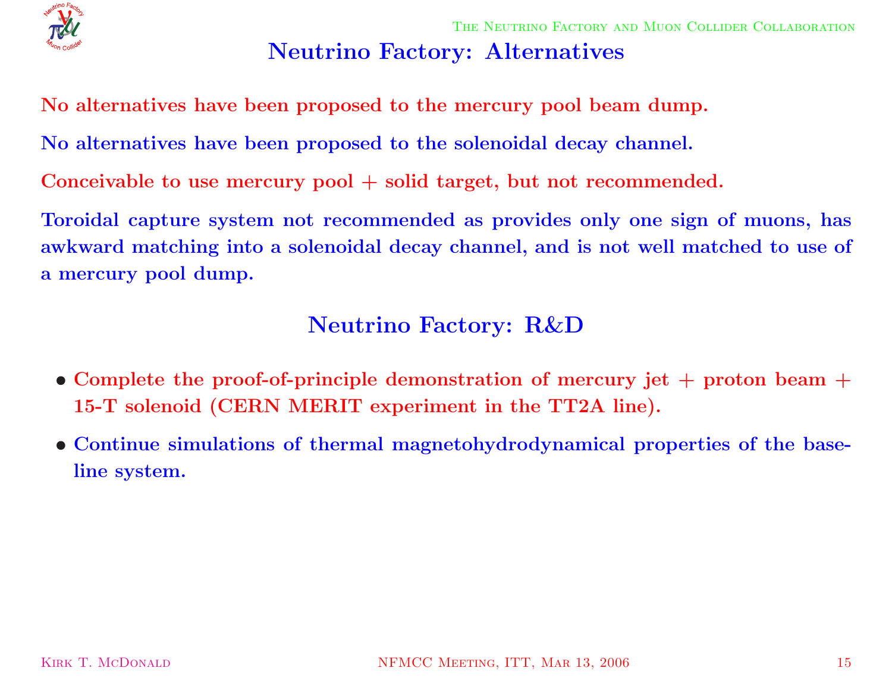# Neutrino Factory: Alternatives

No alternatives have been proposed to the mercury pool beam dump.

No alternatives have been proposed to the solenoidal decay channel.

Conceivable to use mercury pool + solid target, but not recommended.

Toroidal capture system not recommended as provides only one sign of muons, has awkward matching into a solenoidal decay channel, and is not well matched to use of a mercury pool dump.

# Neutrino Factory: R&D

- Complete the proof-of-principle demonstration of mercury jet + proton beam + 15-T solenoid (CERN MERIT experiment in the TT2A line).
- Continue simulations of thermal magnetohydrodynamical properties of the baseline system.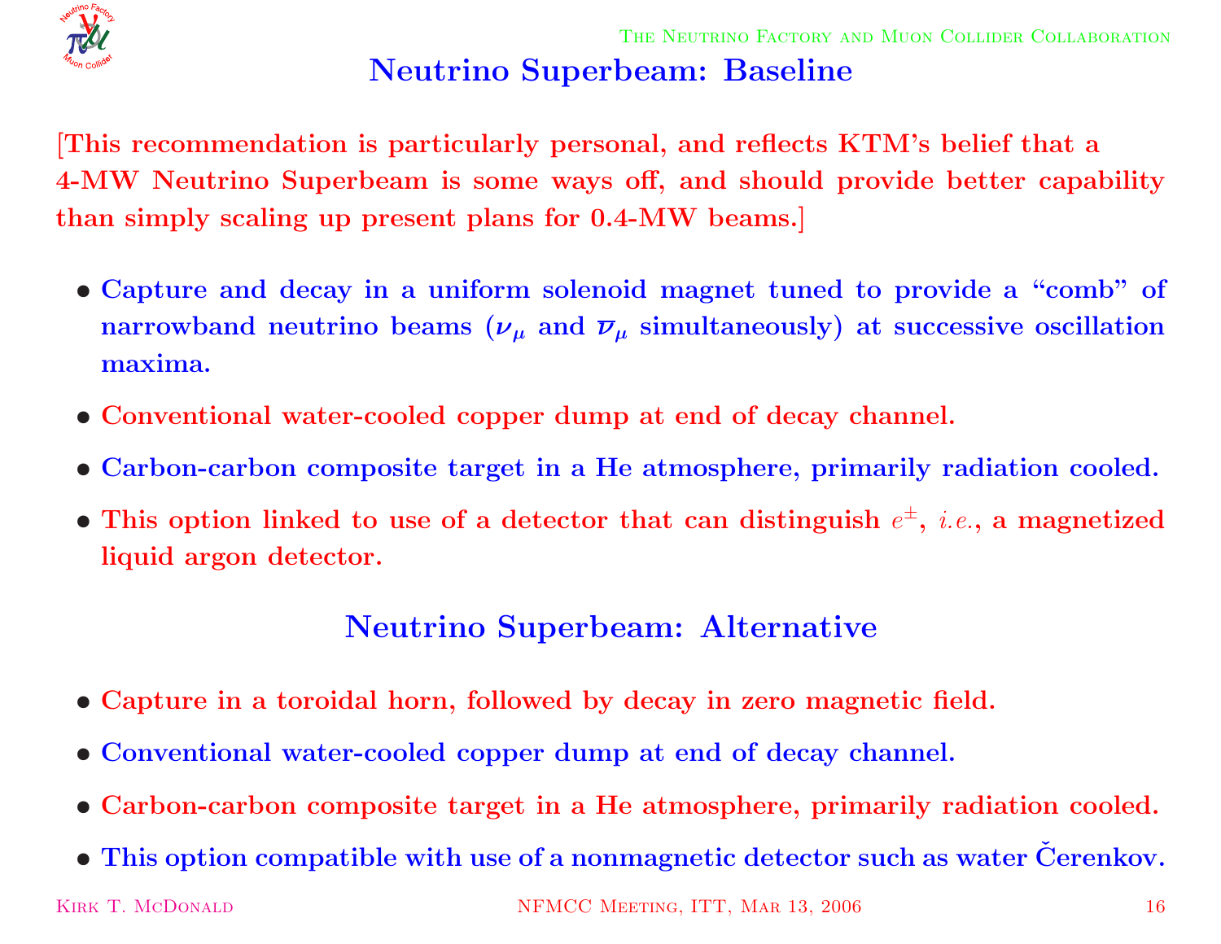# Neutrino Superbeam: Baseline

**[This recommendation is particularly personal, and reflects KTM's belief that a 4-MW Neutrino Superbeam is some ways off, and should provide better capability than simply scaling up present plans for 0.4-MW beams.]**

- **Capture and decay in a uniform solenoid magnet tuned to provide a "comb" of narrowband neutrino beams ($\nu_\mu$ and $\bar{\nu}_\mu$ simultaneously) at successive oscillation maxima.**
- **Conventional water-cooled copper dump at end of decay channel.**
- **Carbon-carbon composite target in a He atmosphere, primarily radiation cooled.**
- **This option linked to use of a detector that can distinguish $e^\pm$, *i.e.*, a magnetized liquid argon detector.**

# Neutrino Superbeam: Alternative

- **Capture in a toroidal horn, followed by decay in zero magnetic field.**
- **Conventional water-cooled copper dump at end of decay channel.**
- **Carbon-carbon composite target in a He atmosphere, primarily radiation cooled.**
- **This option compatible with use of a nonmagnetic detector such as water Čerenkov.**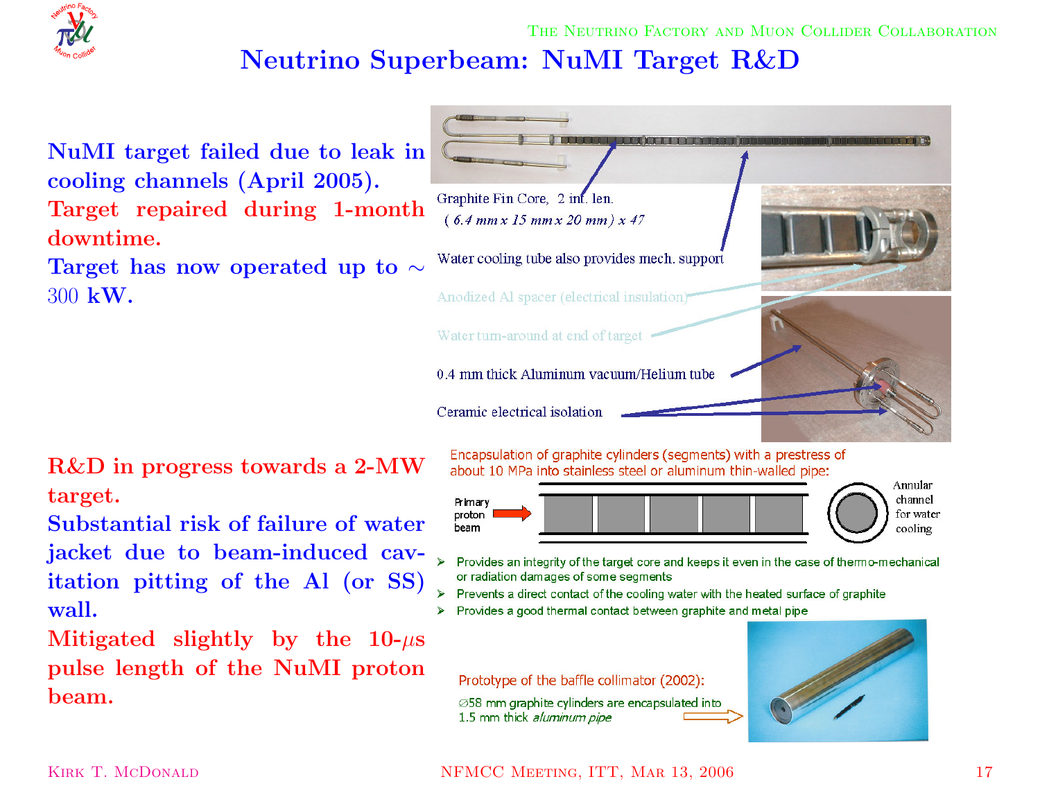# Neutrino Superbeam: NuMI Target R&D

NuMI target failed due to leak in cooling channels (April 2005).

**Target repaired during 1-month downtime.**

Target has now operated up to $\sim 300$ kW.

Graphite Fin Core, 2 int. len.
( *6.4 mm x 15 mm x 20 mm) x 47*

Water cooling tube also provides mech. support

Anodized Al spacer (electrical insulation)

Water turn-around at end of target

0.4 mm thick Aluminum vacuum/Helium tube

Ceramic electrical isolation

**R&D in progress towards a 2-MW target.**

**Substantial risk of failure of water jacket due to beam-induced cavitation pitting of the Al (or SS) wall.**

**Mitigated slightly by the 10-$\mu$s pulse length of the NuMI proton beam.**

Encapsulation of graphite cylinders (segments) with a prestress of about 10 MPa into stainless steel or aluminum thin-walled pipe:

Primary proton beam

Annular channel for water cooling

- Provides an integrity of the target core and keeps it even in the case of thermo-mechanical or radiation damages of some segments
- Prevents a direct contact of the cooling water with the heated surface of graphite
- Provides a good thermal contact between graphite and metal pipe

Prototype of the baffle collimator (2002):

∅58 mm graphite cylinders are encapsulated into 1.5 mm thick *aluminum pipe*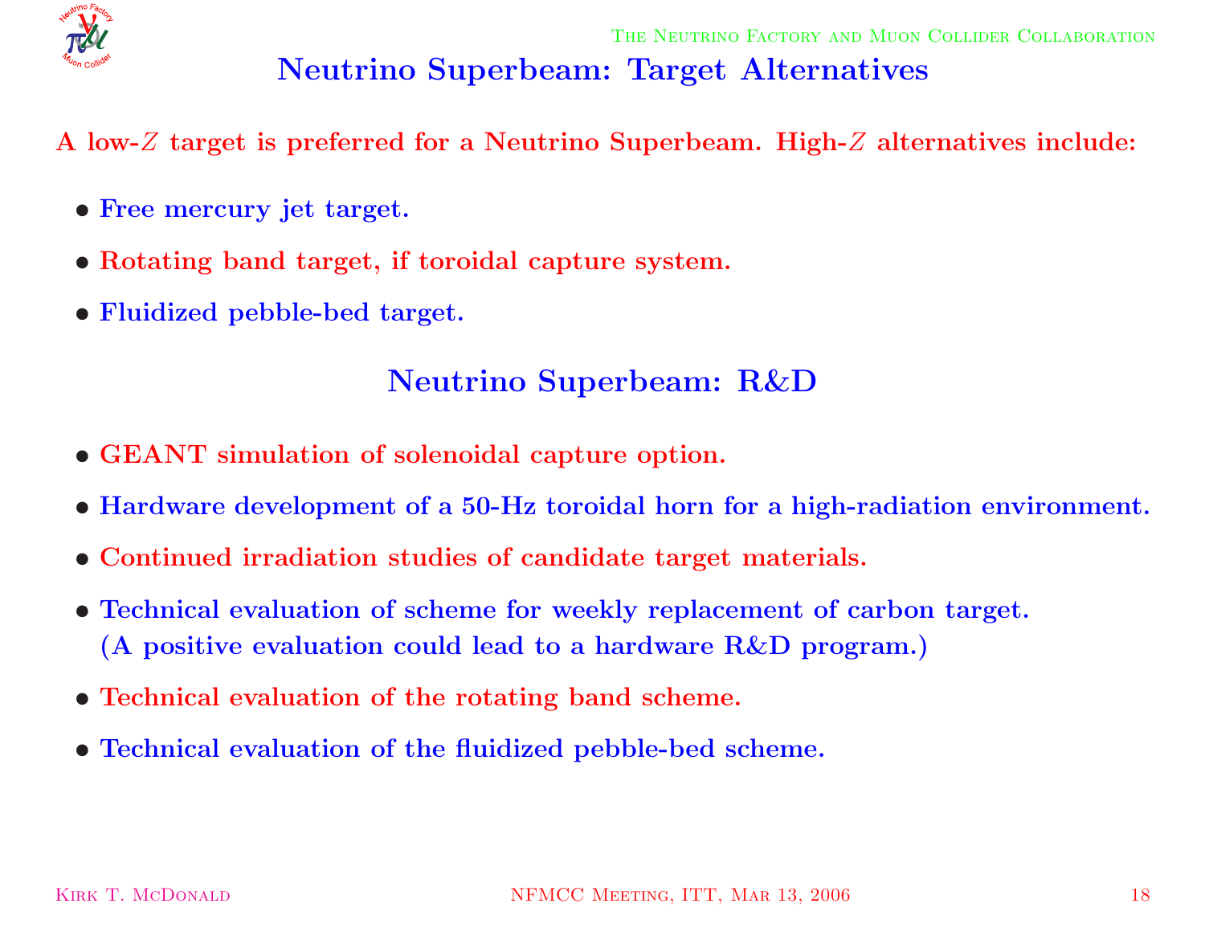# Neutrino Superbeam: Target Alternatives

**A low-$Z$ target is preferred for a Neutrino Superbeam. High-$Z$ alternatives include:**

- **Free mercury jet target.**
- **Rotating band target, if toroidal capture system.**
- **Fluidized pebble-bed target.**

## Neutrino Superbeam: R&D

- **GEANT simulation of solenoidal capture option.**
- **Hardware development of a 50-Hz toroidal horn for a high-radiation environment.**
- **Continued irradiation studies of candidate target materials.**
- **Technical evaluation of scheme for weekly replacement of carbon target. (A positive evaluation could lead to a hardware R&D program.)**
- **Technical evaluation of the rotating band scheme.**
- **Technical evaluation of the fluidized pebble-bed scheme.**